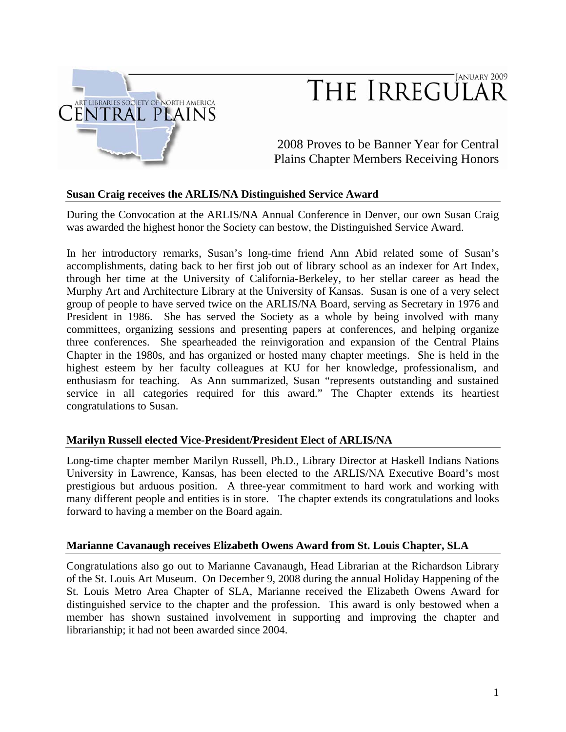ART LIBRARIES SOCIETY OF NORTH AMERICA
CENTRAL PLAINS

JANUARY 2009

# THE IRREGULAR

## 2008 Proves to be Banner Year for Central Plains Chapter Members Receiving Honors

### Susan Craig receives the ARLIS/NA Distinguished Service Award

During the Convocation at the ARLIS/NA Annual Conference in Denver, our own Susan Craig was awarded the highest honor the Society can bestow, the Distinguished Service Award.

In her introductory remarks, Susan's long-time friend Ann Abid related some of Susan's accomplishments, dating back to her first job out of library school as an indexer for Art Index, through her time at the University of California-Berkeley, to her stellar career as head the Murphy Art and Architecture Library at the University of Kansas. Susan is one of a very select group of people to have served twice on the ARLIS/NA Board, serving as Secretary in 1976 and President in 1986. She has served the Society as a whole by being involved with many committees, organizing sessions and presenting papers at conferences, and helping organize three conferences. She spearheaded the reinvigoration and expansion of the Central Plains Chapter in the 1980s, and has organized or hosted many chapter meetings. She is held in the highest esteem by her faculty colleagues at KU for her knowledge, professionalism, and enthusiasm for teaching. As Ann summarized, Susan "represents outstanding and sustained service in all categories required for this award." The Chapter extends its heartiest congratulations to Susan.

### Marilyn Russell elected Vice-President/President Elect of ARLIS/NA

Long-time chapter member Marilyn Russell, Ph.D., Library Director at Haskell Indians Nations University in Lawrence, Kansas, has been elected to the ARLIS/NA Executive Board's most prestigious but arduous position. A three-year commitment to hard work and working with many different people and entities is in store. The chapter extends its congratulations and looks forward to having a member on the Board again.

### Marianne Cavanaugh receives Elizabeth Owens Award from St. Louis Chapter, SLA

Congratulations also go out to Marianne Cavanaugh, Head Librarian at the Richardson Library of the St. Louis Art Museum. On December 9, 2008 during the annual Holiday Happening of the St. Louis Metro Area Chapter of SLA, Marianne received the Elizabeth Owens Award for distinguished service to the chapter and the profession. This award is only bestowed when a member has shown sustained involvement in supporting and improving the chapter and librarianship; it had not been awarded since 2004.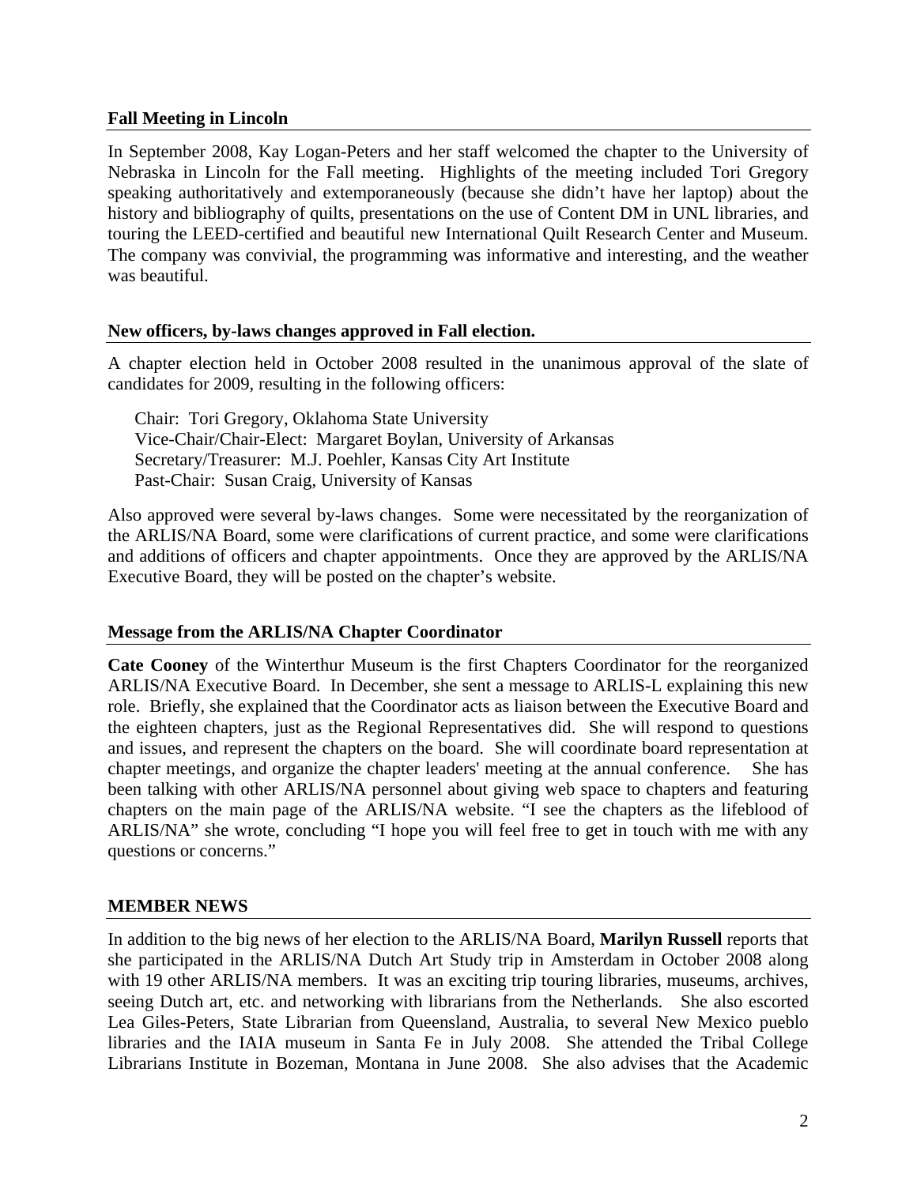**Fall Meeting in Lincoln**

In September 2008, Kay Logan-Peters and her staff welcomed the chapter to the University of Nebraska in Lincoln for the Fall meeting. Highlights of the meeting included Tori Gregory speaking authoritatively and extemporaneously (because she didn't have her laptop) about the history and bibliography of quilts, presentations on the use of Content DM in UNL libraries, and touring the LEED-certified and beautiful new International Quilt Research Center and Museum. The company was convivial, the programming was informative and interesting, and the weather was beautiful.

**New officers, by-laws changes approved in Fall election.**

A chapter election held in October 2008 resulted in the unanimous approval of the slate of candidates for 2009, resulting in the following officers:

Chair: Tori Gregory, Oklahoma State University
Vice-Chair/Chair-Elect: Margaret Boylan, University of Arkansas
Secretary/Treasurer: M.J. Poehler, Kansas City Art Institute
Past-Chair: Susan Craig, University of Kansas

Also approved were several by-laws changes. Some were necessitated by the reorganization of the ARLIS/NA Board, some were clarifications of current practice, and some were clarifications and additions of officers and chapter appointments. Once they are approved by the ARLIS/NA Executive Board, they will be posted on the chapter's website.

**Message from the ARLIS/NA Chapter Coordinator**

**Cate Cooney** of the Winterthur Museum is the first Chapters Coordinator for the reorganized ARLIS/NA Executive Board. In December, she sent a message to ARLIS-L explaining this new role. Briefly, she explained that the Coordinator acts as liaison between the Executive Board and the eighteen chapters, just as the Regional Representatives did. She will respond to questions and issues, and represent the chapters on the board. She will coordinate board representation at chapter meetings, and organize the chapter leaders' meeting at the annual conference. She has been talking with other ARLIS/NA personnel about giving web space to chapters and featuring chapters on the main page of the ARLIS/NA website. "I see the chapters as the lifeblood of ARLIS/NA" she wrote, concluding "I hope you will feel free to get in touch with me with any questions or concerns."

**MEMBER NEWS**

In addition to the big news of her election to the ARLIS/NA Board, **Marilyn Russell** reports that she participated in the ARLIS/NA Dutch Art Study trip in Amsterdam in October 2008 along with 19 other ARLIS/NA members. It was an exciting trip touring libraries, museums, archives, seeing Dutch art, etc. and networking with librarians from the Netherlands. She also escorted Lea Giles-Peters, State Librarian from Queensland, Australia, to several New Mexico pueblo libraries and the IAIA museum in Santa Fe in July 2008. She attended the Tribal College Librarians Institute in Bozeman, Montana in June 2008. She also advises that the Academic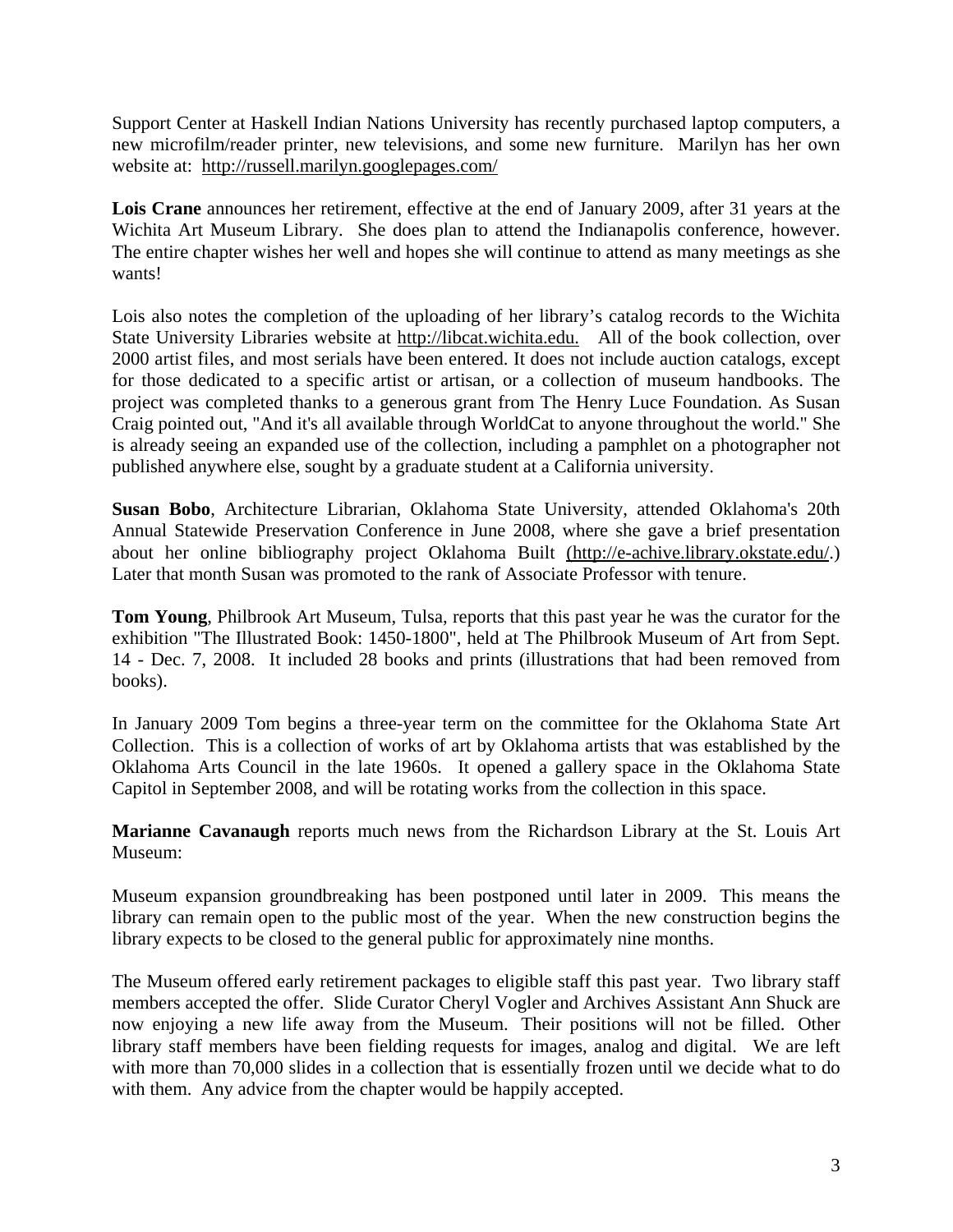Support Center at Haskell Indian Nations University has recently purchased laptop computers, a new microfilm/reader printer, new televisions, and some new furniture. Marilyn has her own website at: http://russell.marilyn.googlepages.com/

**Lois Crane** announces her retirement, effective at the end of January 2009, after 31 years at the Wichita Art Museum Library. She does plan to attend the Indianapolis conference, however. The entire chapter wishes her well and hopes she will continue to attend as many meetings as she wants!

Lois also notes the completion of the uploading of her library's catalog records to the Wichita State University Libraries website at http://libcat.wichita.edu. All of the book collection, over 2000 artist files, and most serials have been entered. It does not include auction catalogs, except for those dedicated to a specific artist or artisan, or a collection of museum handbooks. The project was completed thanks to a generous grant from The Henry Luce Foundation. As Susan Craig pointed out, "And it's all available through WorldCat to anyone throughout the world." She is already seeing an expanded use of the collection, including a pamphlet on a photographer not published anywhere else, sought by a graduate student at a California university.

**Susan Bobo**, Architecture Librarian, Oklahoma State University, attended Oklahoma's 20th Annual Statewide Preservation Conference in June 2008, where she gave a brief presentation about her online bibliography project Oklahoma Built (http://e-achive.library.okstate.edu/.) Later that month Susan was promoted to the rank of Associate Professor with tenure.

**Tom Young**, Philbrook Art Museum, Tulsa, reports that this past year he was the curator for the exhibition "The Illustrated Book: 1450-1800", held at The Philbrook Museum of Art from Sept. 14 - Dec. 7, 2008. It included 28 books and prints (illustrations that had been removed from books).

In January 2009 Tom begins a three-year term on the committee for the Oklahoma State Art Collection. This is a collection of works of art by Oklahoma artists that was established by the Oklahoma Arts Council in the late 1960s. It opened a gallery space in the Oklahoma State Capitol in September 2008, and will be rotating works from the collection in this space.

**Marianne Cavanaugh** reports much news from the Richardson Library at the St. Louis Art Museum:

Museum expansion groundbreaking has been postponed until later in 2009. This means the library can remain open to the public most of the year. When the new construction begins the library expects to be closed to the general public for approximately nine months.

The Museum offered early retirement packages to eligible staff this past year. Two library staff members accepted the offer. Slide Curator Cheryl Vogler and Archives Assistant Ann Shuck are now enjoying a new life away from the Museum. Their positions will not be filled. Other library staff members have been fielding requests for images, analog and digital. We are left with more than 70,000 slides in a collection that is essentially frozen until we decide what to do with them. Any advice from the chapter would be happily accepted.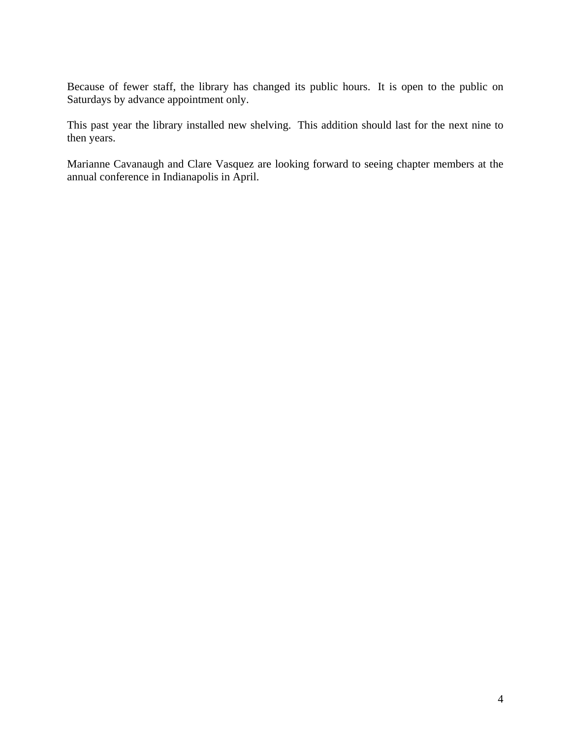Because of fewer staff, the library has changed its public hours. It is open to the public on Saturdays by advance appointment only.

This past year the library installed new shelving. This addition should last for the next nine to then years.

Marianne Cavanaugh and Clare Vasquez are looking forward to seeing chapter members at the annual conference in Indianapolis in April.